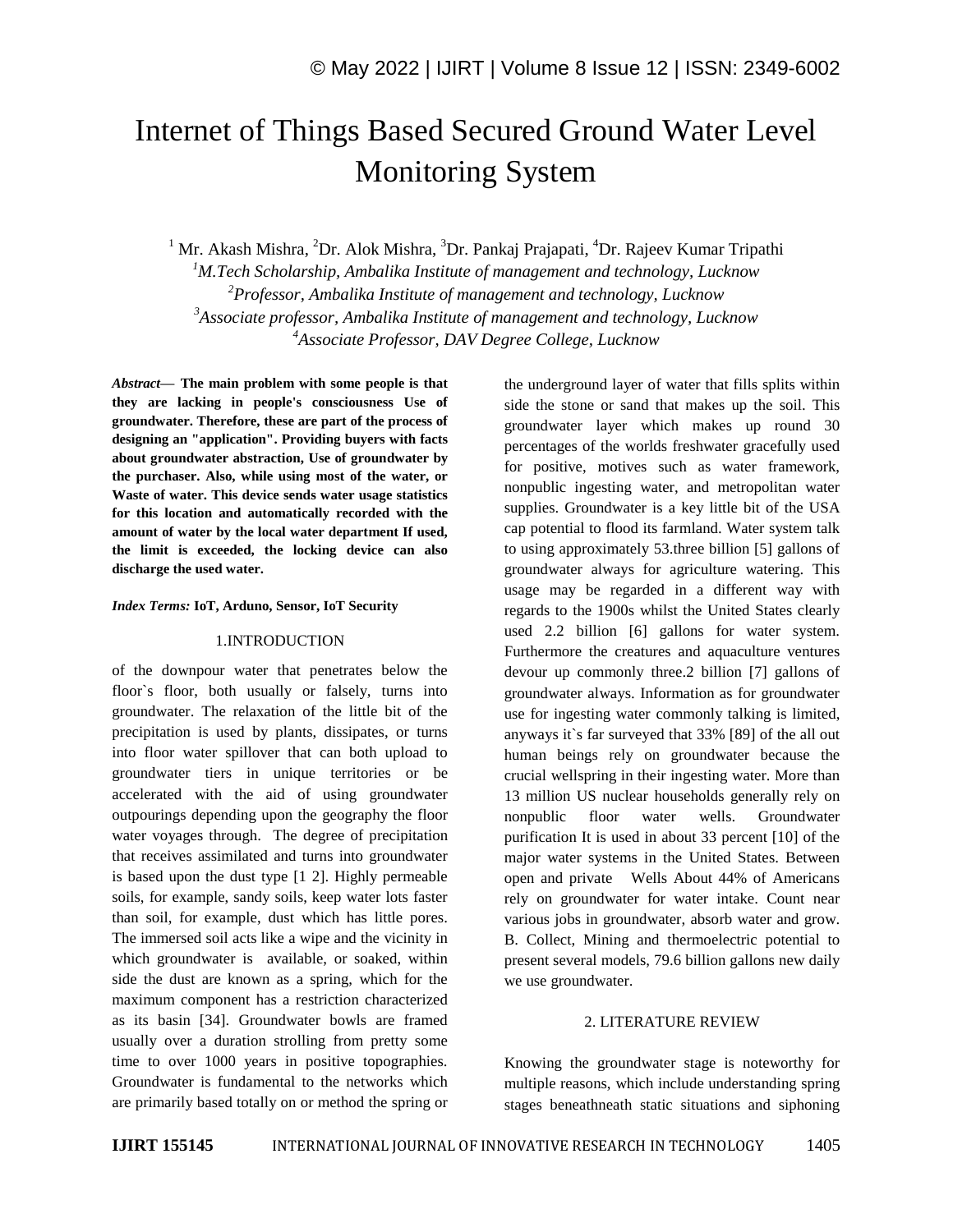# Internet of Things Based Secured Ground Water Level Monitoring System

[1] Mr. Akash Mishra, [2]Dr. Alok Mishra, [3]Dr. Pankaj Prajapati, [4]Dr. Rajeev Kumar Tripathi

[1]*M.Tech Scholarship, Ambalika Institute of management and technology, Lucknow*

[2]*Professor, Ambalika Institute of management and technology, Lucknow*

[3]*Associate professor, Ambalika Institute of management and technology, Lucknow*

[4]*Associate Professor, DAV Degree College, Lucknow*

***Abstract*— The main problem with some people is that they are lacking in people's consciousness Use of groundwater. Therefore, these are part of the process of designing an "application". Providing buyers with facts about groundwater abstraction, Use of groundwater by the purchaser. Also, while using most of the water, or Waste of water. This device sends water usage statistics for this location and automatically recorded with the amount of water by the local water department If used, the limit is exceeded, the locking device can also discharge the used water.**

***Index Terms:*** **IoT, Arduno, Sensor, IoT Security**

## 1.INTRODUCTION

of the downpour water that penetrates below the floor`s floor, both usually or falsely, turns into groundwater. The relaxation of the little bit of the precipitation is used by plants, dissipates, or turns into floor water spillover that can both upload to groundwater tiers in unique territories or be accelerated with the aid of using groundwater outpourings depending upon the geography the floor water voyages through. The degree of precipitation that receives assimilated and turns into groundwater is based upon the dust type [1 2]. Highly permeable soils, for example, sandy soils, keep water lots faster than soil, for example, dust which has little pores. The immersed soil acts like a wipe and the vicinity in which groundwater is available, or soaked, within side the dust are known as a spring, which for the maximum component has a restriction characterized as its basin [34]. Groundwater bowls are framed usually over a duration strolling from pretty some time to over 1000 years in positive topographies. Groundwater is fundamental to the networks which are primarily based totally on or method the spring or the underground layer of water that fills splits within side the stone or sand that makes up the soil. This groundwater layer which makes up round 30 percentages of the worlds freshwater gracefully used for positive, motives such as water framework, nonpublic ingesting water, and metropolitan water supplies. Groundwater is a key little bit of the USA cap potential to flood its farmland. Water system talk to using approximately 53.three billion [5] gallons of groundwater always for agriculture watering. This usage may be regarded in a different way with regards to the 1900s whilst the United States clearly used 2.2 billion [6] gallons for water system. Furthermore the creatures and aquaculture ventures devour up commonly three.2 billion [7] gallons of groundwater always. Information as for groundwater use for ingesting water commonly talking is limited, anyways it`s far surveyed that 33% [89] of the all out human beings rely on groundwater because the crucial wellspring in their ingesting water. More than 13 million US nuclear households generally rely on nonpublic floor water wells. Groundwater purification It is used in about 33 percent [10] of the major water systems in the United States. Between open and private Wells About 44% of Americans rely on groundwater for water intake. Count near various jobs in groundwater, absorb water and grow. B. Collect, Mining and thermoelectric potential to present several models, 79.6 billion gallons new daily we use groundwater.

## 2. LITERATURE REVIEW

Knowing the groundwater stage is noteworthy for multiple reasons, which include understanding spring stages beneathneath static situations and siphoning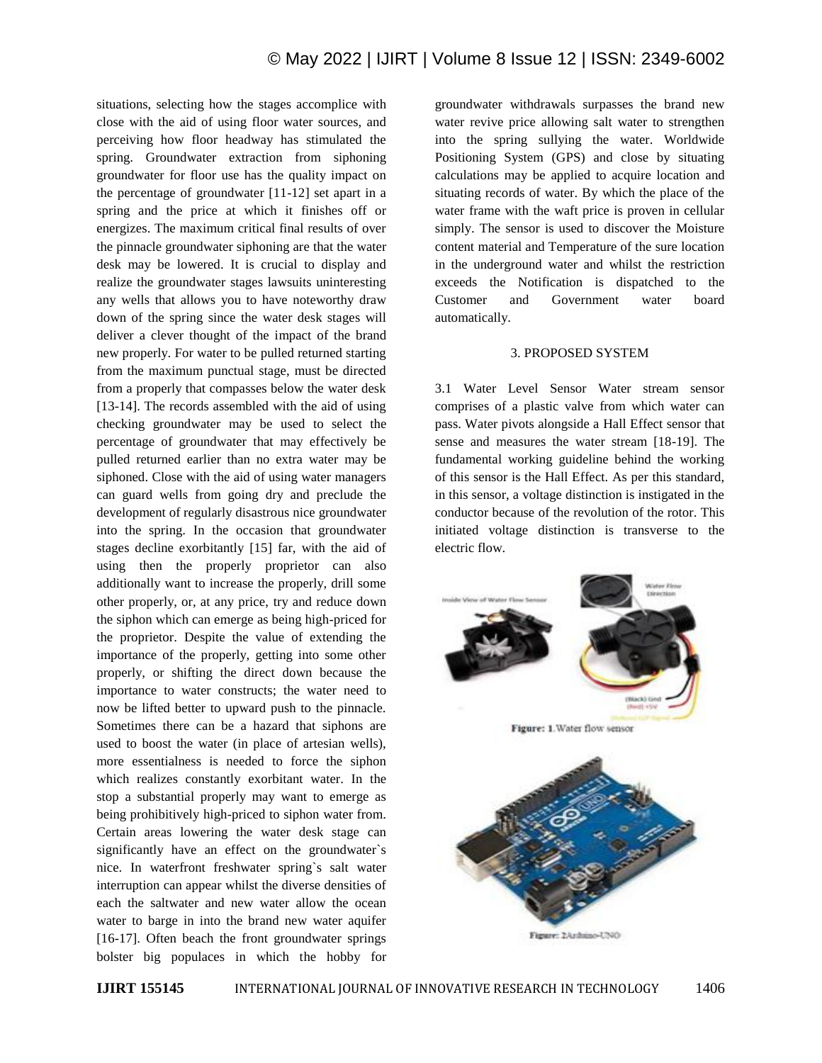situations, selecting how the stages accomplice with close with the aid of using floor water sources, and perceiving how floor headway has stimulated the spring. Groundwater extraction from siphoning groundwater for floor use has the quality impact on the percentage of groundwater [11-12] set apart in a spring and the price at which it finishes off or energizes. The maximum critical final results of over the pinnacle groundwater siphoning are that the water desk may be lowered. It is crucial to display and realize the groundwater stages lawsuits uninteresting any wells that allows you to have noteworthy draw down of the spring since the water desk stages will deliver a clever thought of the impact of the brand new properly. For water to be pulled returned starting from the maximum punctual stage, must be directed from a properly that compasses below the water desk [13-14]. The records assembled with the aid of using checking groundwater may be used to select the percentage of groundwater that may effectively be pulled returned earlier than no extra water may be siphoned. Close with the aid of using water managers can guard wells from going dry and preclude the development of regularly disastrous nice groundwater into the spring. In the occasion that groundwater stages decline exorbitantly [15] far, with the aid of using then the properly proprietor can also additionally want to increase the properly, drill some other properly, or, at any price, try and reduce down the siphon which can emerge as being high-priced for the proprietor. Despite the value of extending the importance of the properly, getting into some other properly, or shifting the direct down because the importance to water constructs; the water need to now be lifted better to upward push to the pinnacle. Sometimes there can be a hazard that siphons are used to boost the water (in place of artesian wells), more essentialness is needed to force the siphon which realizes constantly exorbitant water. In the stop a substantial properly may want to emerge as being prohibitively high-priced to siphon water from. Certain areas lowering the water desk stage can significantly have an effect on the groundwater`s nice. In waterfront freshwater spring`s salt water interruption can appear whilst the diverse densities of each the saltwater and new water allow the ocean water to barge in into the brand new water aquifer [16-17]. Often beach the front groundwater springs bolster big populaces in which the hobby for groundwater withdrawals surpasses the brand new water revive price allowing salt water to strengthen into the spring sullying the water. Worldwide Positioning System (GPS) and close by situating calculations may be applied to acquire location and situating records of water. By which the place of the water frame with the waft price is proven in cellular simply. The sensor is used to discover the Moisture content material and Temperature of the sure location in the underground water and whilst the restriction exceeds the Notification is dispatched to the Customer and Government water board automatically.

## 3. PROPOSED SYSTEM

3.1 Water Level Sensor Water stream sensor comprises of a plastic valve from which water can pass. Water pivots alongside a Hall Effect sensor that sense and measures the water stream [18-19]. The fundamental working guideline behind the working of this sensor is the Hall Effect. As per this standard, in this sensor, a voltage distinction is instigated in the conductor because of the revolution of the rotor. This initiated voltage distinction is transverse to the electric flow.

**Figure: 1.** Water flow sensor

**Figure: 2** Arduino-UNO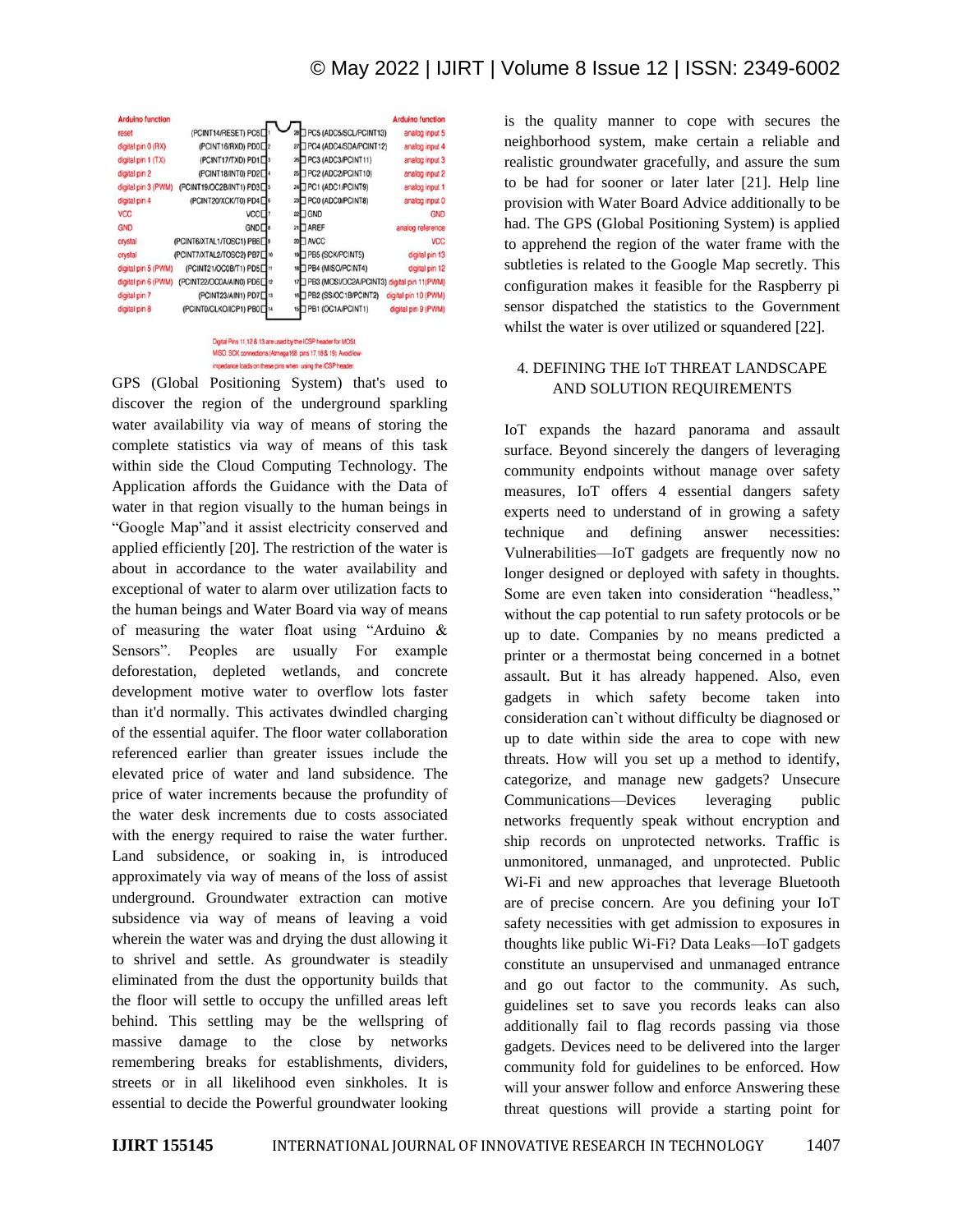| Arduino function | | | | | Arduino function |
|---|---|---|---|---|---|
| reset | (PCINT14/RESET) PC6 | 1 | 28 | PC5 (ADC5/SCL/PCINT13) | analog input 5 |
| digital pin 0 (RX) | (PCINT16/RXD) PD0 | 2 | 27 | PC4 (ADC4/SDA/PCINT12) | analog input 4 |
| digital pin 1 (TX) | (PCINT17/TXD) PD1 | 3 | 26 | PC3 (ADC3/PCINT11) | analog input 3 |
| digital pin 2 | (PCINT18/INT0) PD2 | 4 | 25 | PC2 (ADC2/PCINT10) | analog input 2 |
| digital pin 3 (PWM) | (PCINT19/OC2B/INT1) PD3 | 5 | 24 | PC1 (ADC1/PCINT9) | analog input 1 |
| digital pin 4 | (PCINT20/XCK/T0) PD4 | 6 | 23 | PC0 (ADC0/PCINT8) | analog input 0 |
| VCC | VCC | 7 | 22 | GND | GND |
| GND | GND | 8 | 21 | AREF | analog reference |
| crystal | (PCINT6/XTAL1/TOSC1) PB6 | 9 | 20 | AVCC | VCC |
| crystal | (PCINT7/XTAL2/TOSC2) PB7 | 10 | 19 | PB5 (SCK/PCINT5) | digital pin 13 |
| digital pin 5 (PWM) | (PCINT21/OC0B/T1) PD5 | 11 | 18 | PB4 (MISO/PCINT4) | digital pin 12 |
| digital pin 6 (PWM) | (PCINT22/OC0A/AIN0) PD6 | 12 | 17 | PB3 (MOSI/OC2A/PCINT3) | digital pin 11(PWM) |
| digital pin 7 | (PCINT23/AIN1) PD7 | 13 | 16 | PB2 (SS/OC1B/PCINT2) | digital pin 10 (PWM) |
| digital pin 8 | (PCINT0/CLKO/ICP1) PB0 | 14 | 15 | PB1 (OC1A/PCINT1) | digital pin 9 (PWM) |

Digital Pins 11,12 & 13 are used by the ICSP header for MOSI, MISO, SCK connections (Atmega168 pins 17,18 & 19). Avoid low-impedance loads on these pins when using the ICSP header.

GPS (Global Positioning System) that's used to discover the region of the underground sparkling water availability via way of means of storing the complete statistics via way of means of this task within side the Cloud Computing Technology. The Application affords the Guidance with the Data of water in that region visually to the human beings in "Google Map"and it assist electricity conserved and applied efficiently [20]. The restriction of the water is about in accordance to the water availability and exceptional of water to alarm over utilization facts to the human beings and Water Board via way of means of measuring the water float using "Arduino & Sensors". Peoples are usually For example deforestation, depleted wetlands, and concrete development motive water to overflow lots faster than it'd normally. This activates dwindled charging of the essential aquifer. The floor water collaboration referenced earlier than greater issues include the elevated price of water and land subsidence. The price of water increments because the profundity of the water desk increments due to costs associated with the energy required to raise the water further. Land subsidence, or soaking in, is introduced approximately via way of means of the loss of assist underground. Groundwater extraction can motive subsidence via way of means of leaving a void wherein the water was and drying the dust allowing it to shrivel and settle. As groundwater is steadily eliminated from the dust the opportunity builds that the floor will settle to occupy the unfilled areas left behind. This settling may be the wellspring of massive damage to the close by networks remembering breaks for establishments, dividers, streets or in all likelihood even sinkholes. It is essential to decide the Powerful groundwater looking is the quality manner to cope with secures the neighborhood system, make certain a reliable and realistic groundwater gracefully, and assure the sum to be had for sooner or later later [21]. Help line provision with Water Board Advice additionally to be had. The GPS (Global Positioning System) is applied to apprehend the region of the water frame with the subtleties is related to the Google Map secretly. This configuration makes it feasible for the Raspberry pi sensor dispatched the statistics to the Government whilst the water is over utilized or squandered [22].

## 4. DEFINING THE IoT THREAT LANDSCAPE AND SOLUTION REQUIREMENTS

IoT expands the hazard panorama and assault surface. Beyond sincerely the dangers of leveraging community endpoints without manage over safety measures, IoT offers 4 essential dangers safety experts need to understand of in growing a safety technique and defining answer necessities: Vulnerabilities—IoT gadgets are frequently now no longer designed or deployed with safety in thoughts. Some are even taken into consideration "headless," without the cap potential to run safety protocols or be up to date. Companies by no means predicted a printer or a thermostat being concerned in a botnet assault. But it has already happened. Also, even gadgets in which safety become taken into consideration can`t without difficulty be diagnosed or up to date within side the area to cope with new threats. How will you set up a method to identify, categorize, and manage new gadgets? Unsecure Communications—Devices leveraging public networks frequently speak without encryption and ship records on unprotected networks. Traffic is unmonitored, unmanaged, and unprotected. Public Wi-Fi and new approaches that leverage Bluetooth are of precise concern. Are you defining your IoT safety necessities with get admission to exposures in thoughts like public Wi-Fi? Data Leaks—IoT gadgets constitute an unsupervised and unmanaged entrance and go out factor to the community. As such, guidelines set to save you records leaks can also additionally fail to flag records passing via those gadgets. Devices need to be delivered into the larger community fold for guidelines to be enforced. How will your answer follow and enforce Answering these threat questions will provide a starting point for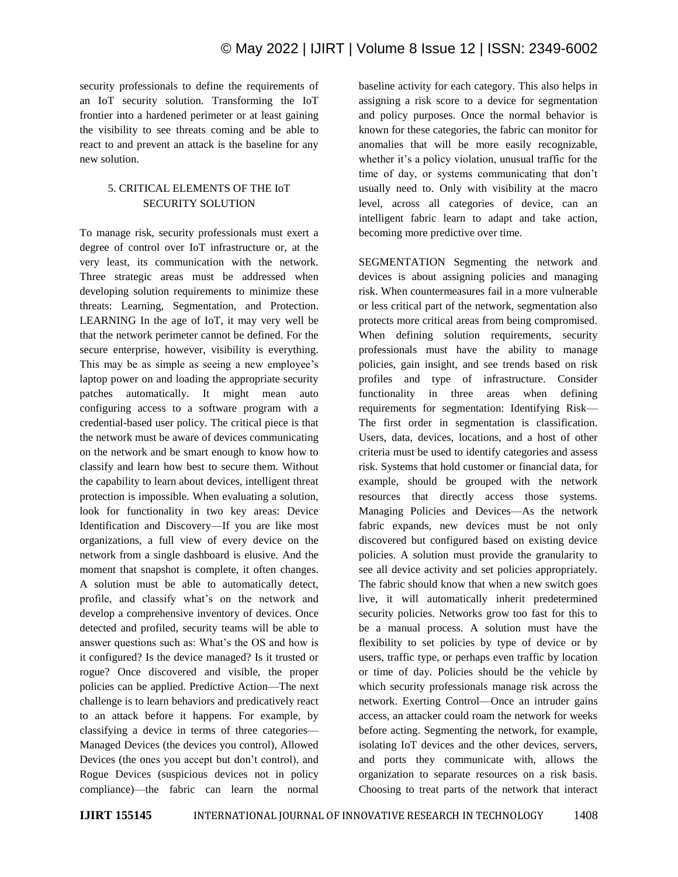security professionals to define the requirements of an IoT security solution. Transforming the IoT frontier into a hardened perimeter or at least gaining the visibility to see threats coming and be able to react to and prevent an attack is the baseline for any new solution.

## 5. CRITICAL ELEMENTS OF THE IoT SECURITY SOLUTION

To manage risk, security professionals must exert a degree of control over IoT infrastructure or, at the very least, its communication with the network. Three strategic areas must be addressed when developing solution requirements to minimize these threats: Learning, Segmentation, and Protection. LEARNING In the age of IoT, it may very well be that the network perimeter cannot be defined. For the secure enterprise, however, visibility is everything. This may be as simple as seeing a new employee's laptop power on and loading the appropriate security patches automatically. It might mean auto configuring access to a software program with a credential-based user policy. The critical piece is that the network must be aware of devices communicating on the network and be smart enough to know how to classify and learn how best to secure them. Without the capability to learn about devices, intelligent threat protection is impossible. When evaluating a solution, look for functionality in two key areas: Device Identification and Discovery—If you are like most organizations, a full view of every device on the network from a single dashboard is elusive. And the moment that snapshot is complete, it often changes. A solution must be able to automatically detect, profile, and classify what's on the network and develop a comprehensive inventory of devices. Once detected and profiled, security teams will be able to answer questions such as: What's the OS and how is it configured? Is the device managed? Is it trusted or rogue? Once discovered and visible, the proper policies can be applied. Predictive Action—The next challenge is to learn behaviors and predicatively react to an attack before it happens. For example, by classifying a device in terms of three categories—Managed Devices (the devices you control), Allowed Devices (the ones you accept but don't control), and Rogue Devices (suspicious devices not in policy compliance)—the fabric can learn the normal baseline activity for each category. This also helps in assigning a risk score to a device for segmentation and policy purposes. Once the normal behavior is known for these categories, the fabric can monitor for anomalies that will be more easily recognizable, whether it's a policy violation, unusual traffic for the time of day, or systems communicating that don't usually need to. Only with visibility at the macro level, across all categories of device, can an intelligent fabric learn to adapt and take action, becoming more predictive over time.

SEGMENTATION Segmenting the network and devices is about assigning policies and managing risk. When countermeasures fail in a more vulnerable or less critical part of the network, segmentation also protects more critical areas from being compromised. When defining solution requirements, security professionals must have the ability to manage policies, gain insight, and see trends based on risk profiles and type of infrastructure. Consider functionality in three areas when defining requirements for segmentation: Identifying Risk—The first order in segmentation is classification. Users, data, devices, locations, and a host of other criteria must be used to identify categories and assess risk. Systems that hold customer or financial data, for example, should be grouped with the network resources that directly access those systems. Managing Policies and Devices—As the network fabric expands, new devices must be not only discovered but configured based on existing device policies. A solution must provide the granularity to see all device activity and set policies appropriately. The fabric should know that when a new switch goes live, it will automatically inherit predetermined security policies. Networks grow too fast for this to be a manual process. A solution must have the flexibility to set policies by type of device or by users, traffic type, or perhaps even traffic by location or time of day. Policies should be the vehicle by which security professionals manage risk across the network. Exerting Control—Once an intruder gains access, an attacker could roam the network for weeks before acting. Segmenting the network, for example, isolating IoT devices and the other devices, servers, and ports they communicate with, allows the organization to separate resources on a risk basis. Choosing to treat parts of the network that interact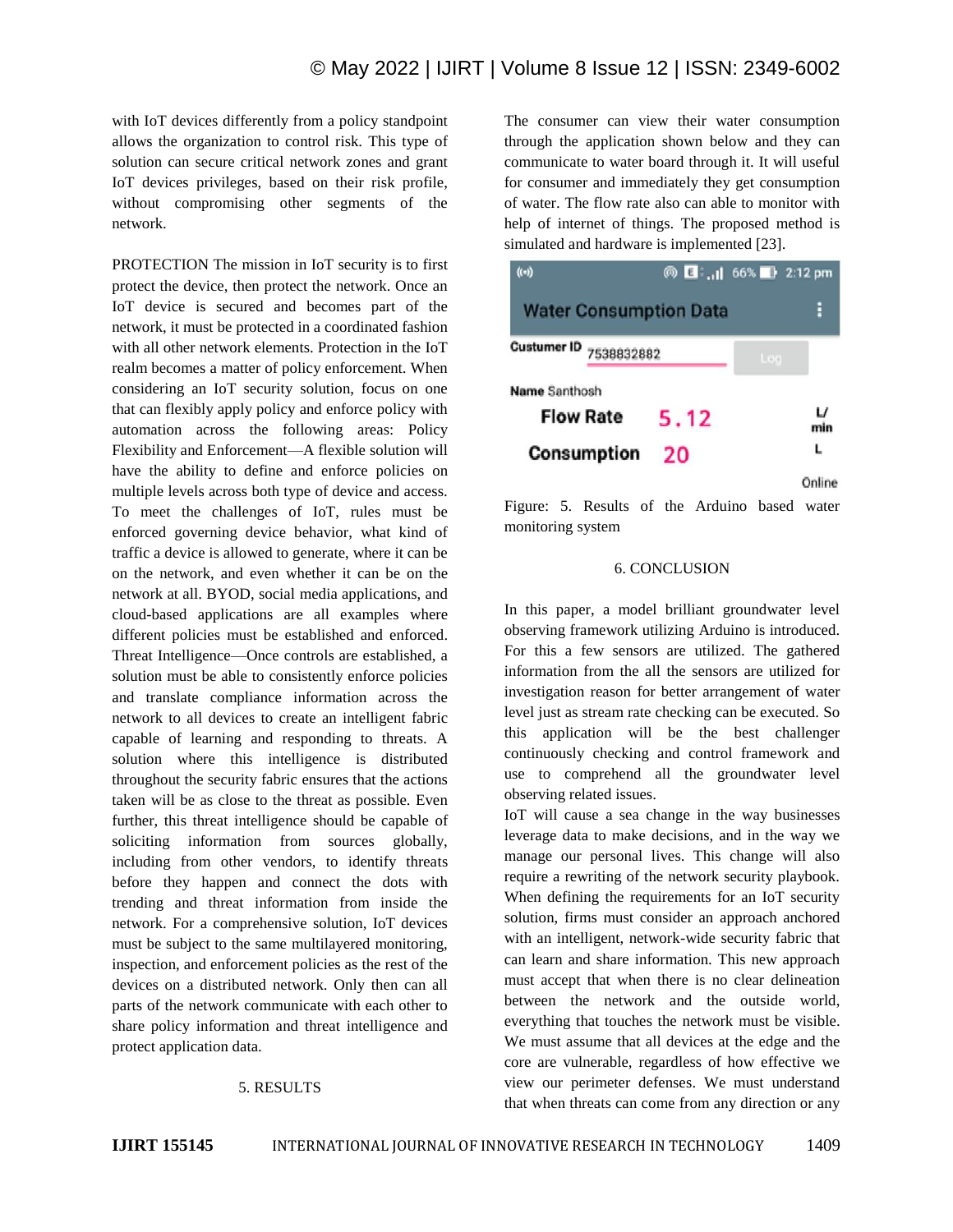with IoT devices differently from a policy standpoint allows the organization to control risk. This type of solution can secure critical network zones and grant IoT devices privileges, based on their risk profile, without compromising other segments of the network.

PROTECTION The mission in IoT security is to first protect the device, then protect the network. Once an IoT device is secured and becomes part of the network, it must be protected in a coordinated fashion with all other network elements. Protection in the IoT realm becomes a matter of policy enforcement. When considering an IoT security solution, focus on one that can flexibly apply policy and enforce policy with automation across the following areas: Policy Flexibility and Enforcement—A flexible solution will have the ability to define and enforce policies on multiple levels across both type of device and access. To meet the challenges of IoT, rules must be enforced governing device behavior, what kind of traffic a device is allowed to generate, where it can be on the network, and even whether it can be on the network at all. BYOD, social media applications, and cloud-based applications are all examples where different policies must be established and enforced. Threat Intelligence—Once controls are established, a solution must be able to consistently enforce policies and translate compliance information across the network to all devices to create an intelligent fabric capable of learning and responding to threats. A solution where this intelligence is distributed throughout the security fabric ensures that the actions taken will be as close to the threat as possible. Even further, this threat intelligence should be capable of soliciting information from sources globally, including from other vendors, to identify threats before they happen and connect the dots with trending and threat information from inside the network. For a comprehensive solution, IoT devices must be subject to the same multilayered monitoring, inspection, and enforcement policies as the rest of the devices on a distributed network. Only then can all parts of the network communicate with each other to share policy information and threat intelligence and protect application data.

## 5. RESULTS

The consumer can view their water consumption through the application shown below and they can communicate to water board through it. It will useful for consumer and immediately they get consumption of water. The flow rate also can able to monitor with help of internet of things. The proposed method is simulated and hardware is implemented [23].

Water Consumption Data

Custumer ID 7538832882 Log

Name Santhosh

| | | |
|---|---|---|
| Flow Rate | 5.12 | L/min |
| Consumption | 20 | L |

Online

Figure: 5. Results of the Arduino based water monitoring system

## 6. CONCLUSION

In this paper, a model brilliant groundwater level observing framework utilizing Arduino is introduced. For this a few sensors are utilized. The gathered information from the all the sensors are utilized for investigation reason for better arrangement of water level just as stream rate checking can be executed. So this application will be the best challenger continuously checking and control framework and use to comprehend all the groundwater level observing related issues.

IoT will cause a sea change in the way businesses leverage data to make decisions, and in the way we manage our personal lives. This change will also require a rewriting of the network security playbook. When defining the requirements for an IoT security solution, firms must consider an approach anchored with an intelligent, network-wide security fabric that can learn and share information. This new approach must accept that when there is no clear delineation between the network and the outside world, everything that touches the network must be visible. We must assume that all devices at the edge and the core are vulnerable, regardless of how effective we view our perimeter defenses. We must understand that when threats can come from any direction or any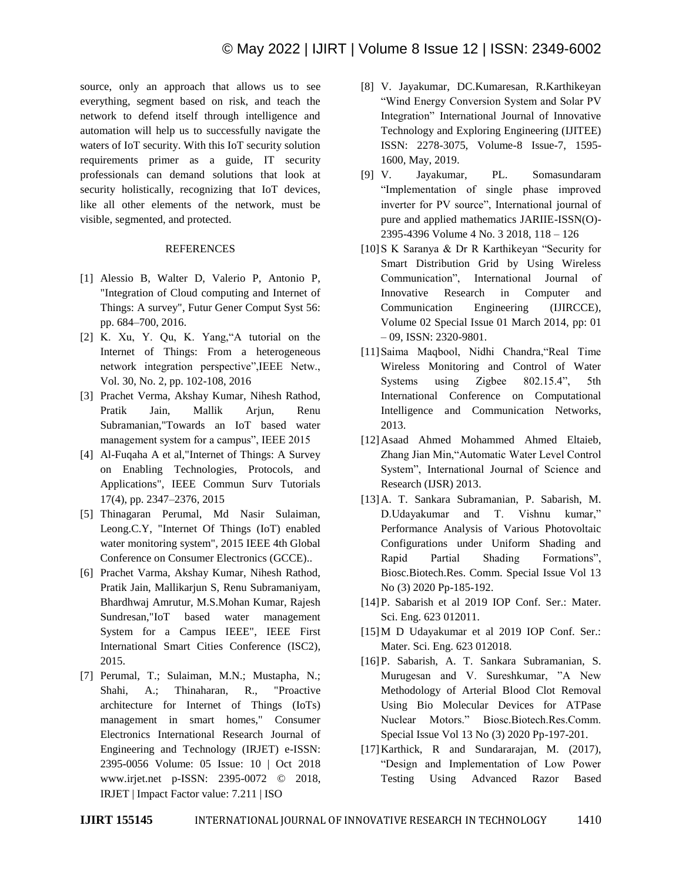source, only an approach that allows us to see everything, segment based on risk, and teach the network to defend itself through intelligence and automation will help us to successfully navigate the waters of IoT security. With this IoT security solution requirements primer as a guide, IT security professionals can demand solutions that look at security holistically, recognizing that IoT devices, like all other elements of the network, must be visible, segmented, and protected.

## REFERENCES

[1] Alessio B, Walter D, Valerio P, Antonio P, "Integration of Cloud computing and Internet of Things: A survey", Futur Gener Comput Syst 56: pp. 684–700, 2016.

[2] K. Xu, Y. Qu, K. Yang,"A tutorial on the Internet of Things: From a heterogeneous network integration perspective",IEEE Netw., Vol. 30, No. 2, pp. 102-108, 2016

[3] Prachet Verma, Akshay Kumar, Nihesh Rathod, Pratik Jain, Mallik Arjun, Renu Subramanian,"Towards an IoT based water management system for a campus", IEEE 2015

[4] Al-Fuqaha A et al,"Internet of Things: A Survey on Enabling Technologies, Protocols, and Applications", IEEE Commun Surv Tutorials 17(4), pp. 2347–2376, 2015

[5] Thinagaran Perumal, Md Nasir Sulaiman, Leong.C.Y, "Internet Of Things (IoT) enabled water monitoring system", 2015 IEEE 4th Global Conference on Consumer Electronics (GCCE)..

[6] Prachet Varma, Akshay Kumar, Nihesh Rathod, Pratik Jain, Mallikarjun S, Renu Subramaniyam, Bhardhwaj Amrutur, M.S.Mohan Kumar, Rajesh Sundresan,"IoT based water management System for a Campus IEEE", IEEE First International Smart Cities Conference (ISC2), 2015.

[7] Perumal, T.; Sulaiman, M.N.; Mustapha, N.; Shahi, A.; Thinaharan, R., "Proactive architecture for Internet of Things (IoTs) management in smart homes," Consumer Electronics International Research Journal of Engineering and Technology (IRJET) e-ISSN: 2395-0056 Volume: 05 Issue: 10 | Oct 2018 www.irjet.net p-ISSN: 2395-0072 © 2018, IRJET | Impact Factor value: 7.211 | ISO

[8] V. Jayakumar, DC.Kumaresan, R.Karthikeyan "Wind Energy Conversion System and Solar PV Integration" International Journal of Innovative Technology and Exploring Engineering (IJITEE) ISSN: 2278-3075, Volume-8 Issue-7, 1595-1600, May, 2019.

[9] V. Jayakumar, PL. Somasundaram "Implementation of single phase improved inverter for PV source", International journal of pure and applied mathematics JARIIE-ISSN(O)-2395-4396 Volume 4 No. 3 2018, 118 – 126

[10] S K Saranya & Dr R Karthikeyan "Security for Smart Distribution Grid by Using Wireless Communication", International Journal of Innovative Research in Computer and Communication Engineering (IJIRCCE), Volume 02 Special Issue 01 March 2014, pp: 01 – 09, ISSN: 2320-9801.

[11] Saima Maqbool, Nidhi Chandra,"Real Time Wireless Monitoring and Control of Water Systems using Zigbee 802.15.4", 5th International Conference on Computational Intelligence and Communication Networks, 2013.

[12] Asaad Ahmed Mohammed Ahmed Eltaieb, Zhang Jian Min,"Automatic Water Level Control System", International Journal of Science and Research (IJSR) 2013.

[13] A. T. Sankara Subramanian, P. Sabarish, M. D.Udayakumar and T. Vishnu kumar," Performance Analysis of Various Photovoltaic Configurations under Uniform Shading and Rapid Partial Shading Formations", Biosc.Biotech.Res. Comm. Special Issue Vol 13 No (3) 2020 Pp-185-192.

[14] P. Sabarish et al 2019 IOP Conf. Ser.: Mater. Sci. Eng. 623 012011.

[15] M D Udayakumar et al 2019 IOP Conf. Ser.: Mater. Sci. Eng. 623 012018.

[16] P. Sabarish, A. T. Sankara Subramanian, S. Murugesan and V. Sureshkumar, "A New Methodology of Arterial Blood Clot Removal Using Bio Molecular Devices for ATPase Nuclear Motors." Biosc.Biotech.Res.Comm. Special Issue Vol 13 No (3) 2020 Pp-197-201.

[17] Karthick, R and Sundararajan, M. (2017), "Design and Implementation of Low Power Testing Using Advanced Razor Based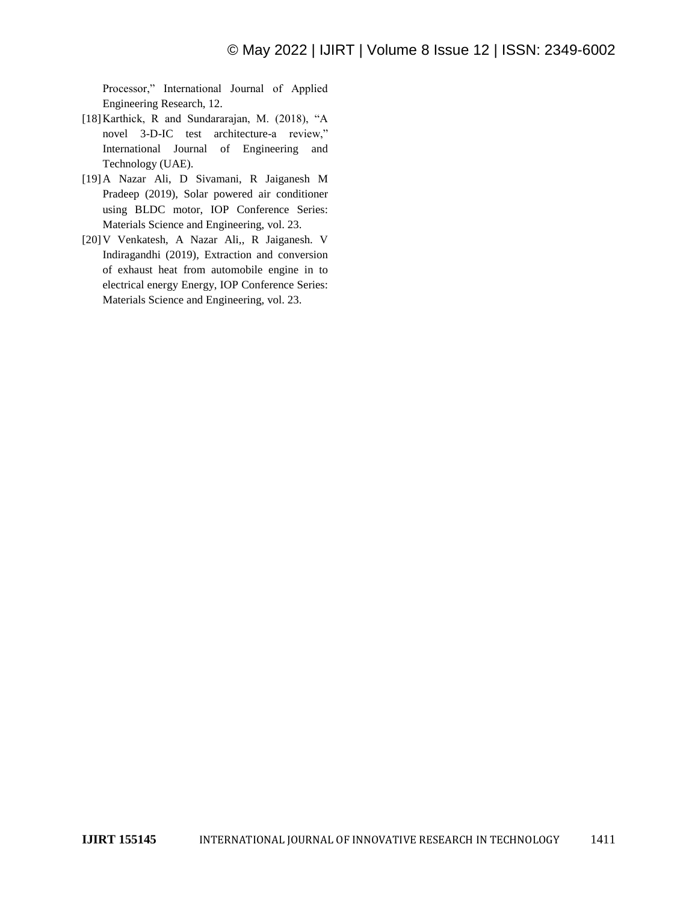Processor," International Journal of Applied Engineering Research, 12.

[18] Karthick, R and Sundararajan, M. (2018), "A novel 3-D-IC test architecture-a review," International Journal of Engineering and Technology (UAE).

[19] A Nazar Ali, D Sivamani, R Jaiganesh M Pradeep (2019), Solar powered air conditioner using BLDC motor, IOP Conference Series: Materials Science and Engineering, vol. 23.

[20] V Venkatesh, A Nazar Ali,, R Jaiganesh. V Indiragandhi (2019), Extraction and conversion of exhaust heat from automobile engine in to electrical energy Energy, IOP Conference Series: Materials Science and Engineering, vol. 23.